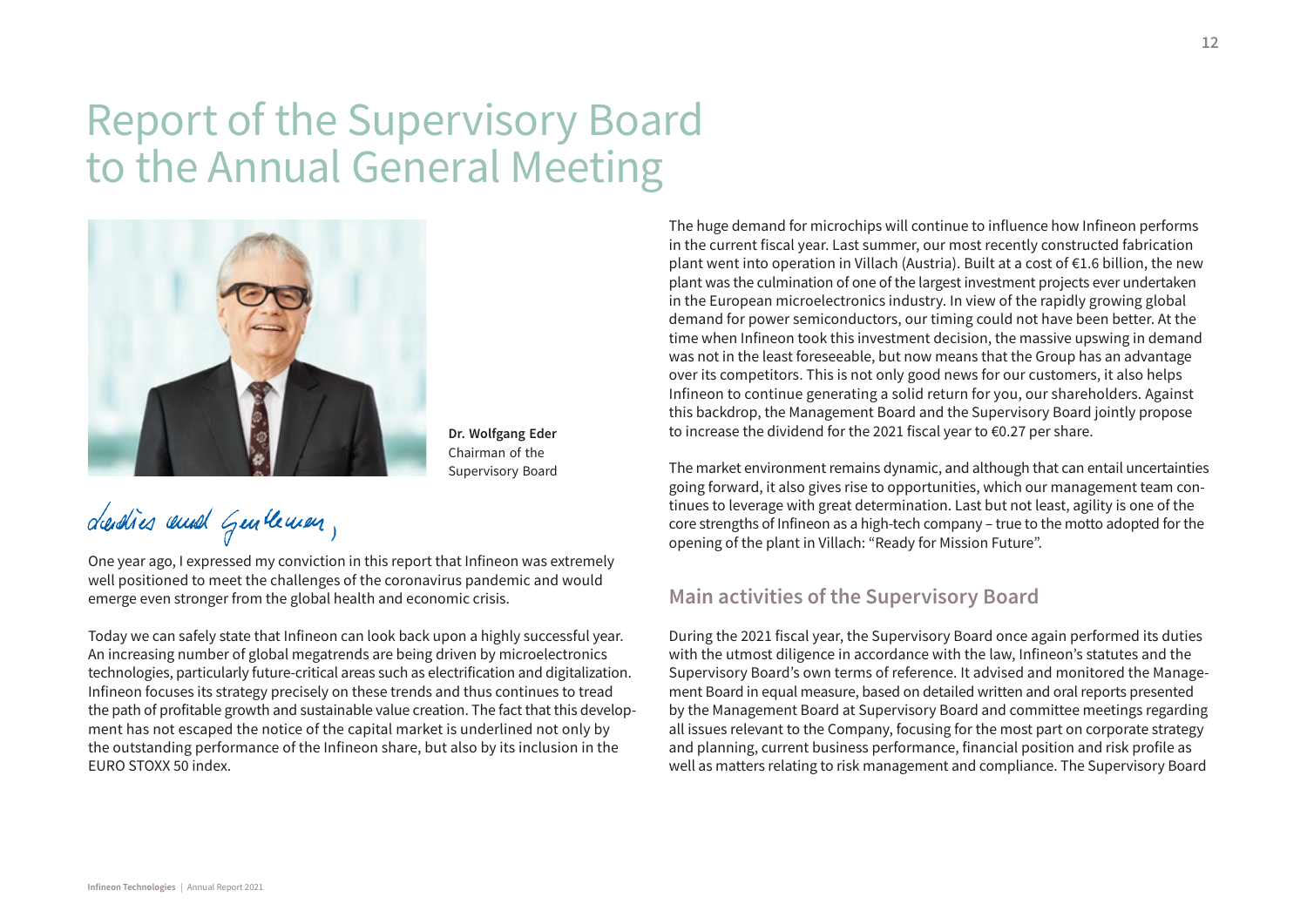# Report of the Supervisory Board to the Annual General Meeting

**Dr. Wolfgang Eder**
Chairman of the Supervisory Board

Ladies and Gentlemen,

One year ago, I expressed my conviction in this report that Infineon was extremely well positioned to meet the challenges of the coronavirus pandemic and would emerge even stronger from the global health and economic crisis.

Today we can safely state that Infineon can look back upon a highly successful year. An increasing number of global megatrends are being driven by microelectronics technologies, particularly future-critical areas such as electrification and digitalization. Infineon focuses its strategy precisely on these trends and thus continues to tread the path of profitable growth and sustainable value creation. The fact that this development has not escaped the notice of the capital market is underlined not only by the outstanding performance of the Infineon share, but also by its inclusion in the EURO STOXX 50 index.

The huge demand for microchips will continue to influence how Infineon performs in the current fiscal year. Last summer, our most recently constructed fabrication plant went into operation in Villach (Austria). Built at a cost of €1.6 billion, the new plant was the culmination of one of the largest investment projects ever undertaken in the European microelectronics industry. In view of the rapidly growing global demand for power semiconductors, our timing could not have been better. At the time when Infineon took this investment decision, the massive upswing in demand was not in the least foreseeable, but now means that the Group has an advantage over its competitors. This is not only good news for our customers, it also helps Infineon to continue generating a solid return for you, our shareholders. Against this backdrop, the Management Board and the Supervisory Board jointly propose to increase the dividend for the 2021 fiscal year to €0.27 per share.

The market environment remains dynamic, and although that can entail uncertainties going forward, it also gives rise to opportunities, which our management team continues to leverage with great determination. Last but not least, agility is one of the core strengths of Infineon as a high-tech company – true to the motto adopted for the opening of the plant in Villach: "Ready for Mission Future".

## Main activities of the Supervisory Board

During the 2021 fiscal year, the Supervisory Board once again performed its duties with the utmost diligence in accordance with the law, Infineon's statutes and the Supervisory Board's own terms of reference. It advised and monitored the Management Board in equal measure, based on detailed written and oral reports presented by the Management Board at Supervisory Board and committee meetings regarding all issues relevant to the Company, focusing for the most part on corporate strategy and planning, current business performance, financial position and risk profile as well as matters relating to risk management and compliance. The Supervisory Board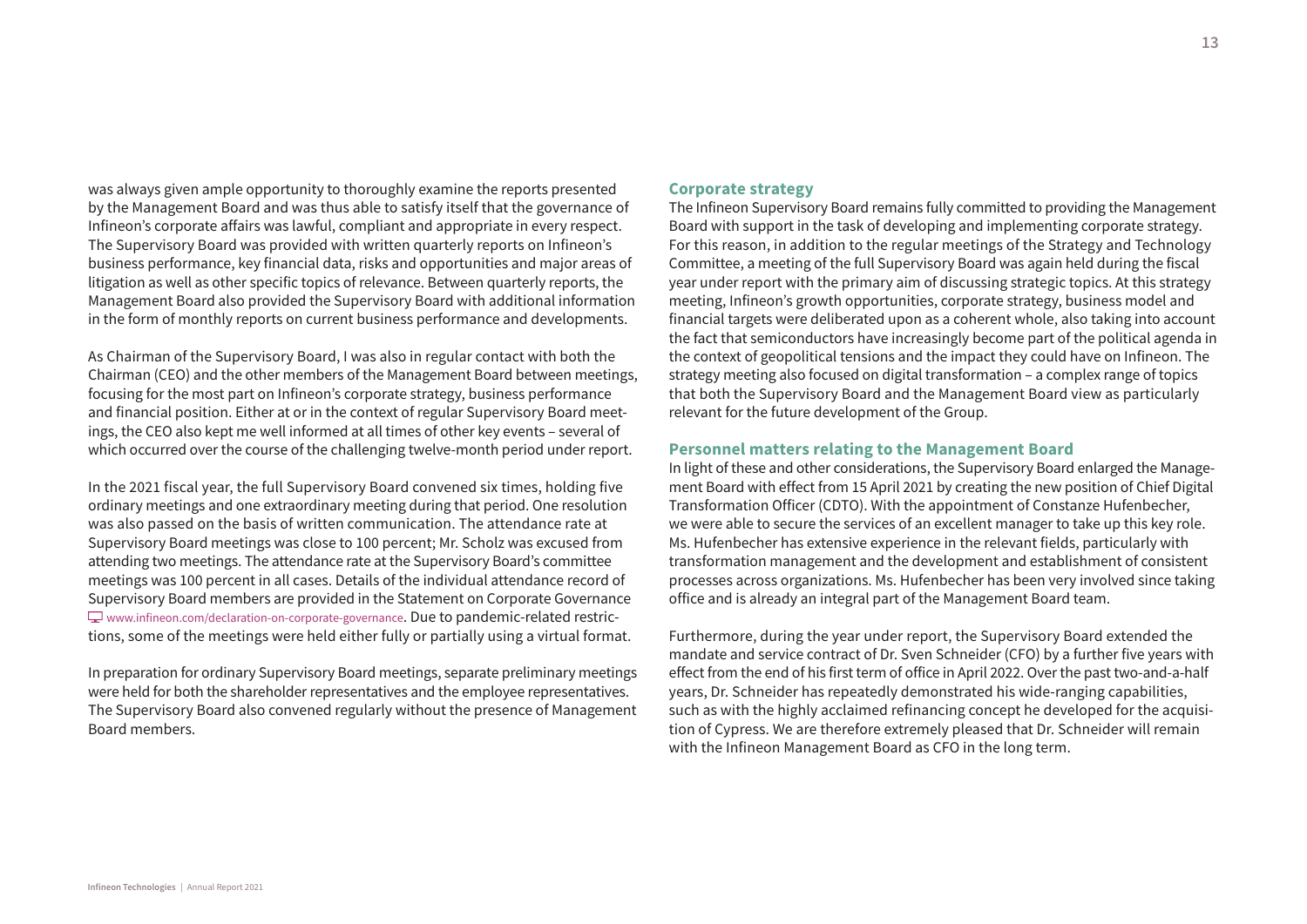was always given ample opportunity to thoroughly examine the reports presented by the Management Board and was thus able to satisfy itself that the governance of Infineon's corporate affairs was lawful, compliant and appropriate in every respect. The Supervisory Board was provided with written quarterly reports on Infineon's business performance, key financial data, risks and opportunities and major areas of litigation as well as other specific topics of relevance. Between quarterly reports, the Management Board also provided the Supervisory Board with additional information in the form of monthly reports on current business performance and developments.

As Chairman of the Supervisory Board, I was also in regular contact with both the Chairman (CEO) and the other members of the Management Board between meetings, focusing for the most part on Infineon's corporate strategy, business performance and financial position. Either at or in the context of regular Supervisory Board meetings, the CEO also kept me well informed at all times of other key events – several of which occurred over the course of the challenging twelve-month period under report.

In the 2021 fiscal year, the full Supervisory Board convened six times, holding five ordinary meetings and one extraordinary meeting during that period. One resolution was also passed on the basis of written communication. The attendance rate at Supervisory Board meetings was close to 100 percent; Mr. Scholz was excused from attending two meetings. The attendance rate at the Supervisory Board's committee meetings was 100 percent in all cases. Details of the individual attendance record of Supervisory Board members are provided in the Statement on Corporate Governance www.infineon.com/declaration-on-corporate-governance. Due to pandemic-related restrictions, some of the meetings were held either fully or partially using a virtual format.

In preparation for ordinary Supervisory Board meetings, separate preliminary meetings were held for both the shareholder representatives and the employee representatives. The Supervisory Board also convened regularly without the presence of Management Board members.

### Corporate strategy

The Infineon Supervisory Board remains fully committed to providing the Management Board with support in the task of developing and implementing corporate strategy. For this reason, in addition to the regular meetings of the Strategy and Technology Committee, a meeting of the full Supervisory Board was again held during the fiscal year under report with the primary aim of discussing strategic topics. At this strategy meeting, Infineon's growth opportunities, corporate strategy, business model and financial targets were deliberated upon as a coherent whole, also taking into account the fact that semiconductors have increasingly become part of the political agenda in the context of geopolitical tensions and the impact they could have on Infineon. The strategy meeting also focused on digital transformation – a complex range of topics that both the Supervisory Board and the Management Board view as particularly relevant for the future development of the Group.

### Personnel matters relating to the Management Board

In light of these and other considerations, the Supervisory Board enlarged the Management Board with effect from 15 April 2021 by creating the new position of Chief Digital Transformation Officer (CDTO). With the appointment of Constanze Hufenbecher, we were able to secure the services of an excellent manager to take up this key role. Ms. Hufenbecher has extensive experience in the relevant fields, particularly with transformation management and the development and establishment of consistent processes across organizations. Ms. Hufenbecher has been very involved since taking office and is already an integral part of the Management Board team.

Furthermore, during the year under report, the Supervisory Board extended the mandate and service contract of Dr. Sven Schneider (CFO) by a further five years with effect from the end of his first term of office in April 2022. Over the past two-and-a-half years, Dr. Schneider has repeatedly demonstrated his wide-ranging capabilities, such as with the highly acclaimed refinancing concept he developed for the acquisition of Cypress. We are therefore extremely pleased that Dr. Schneider will remain with the Infineon Management Board as CFO in the long term.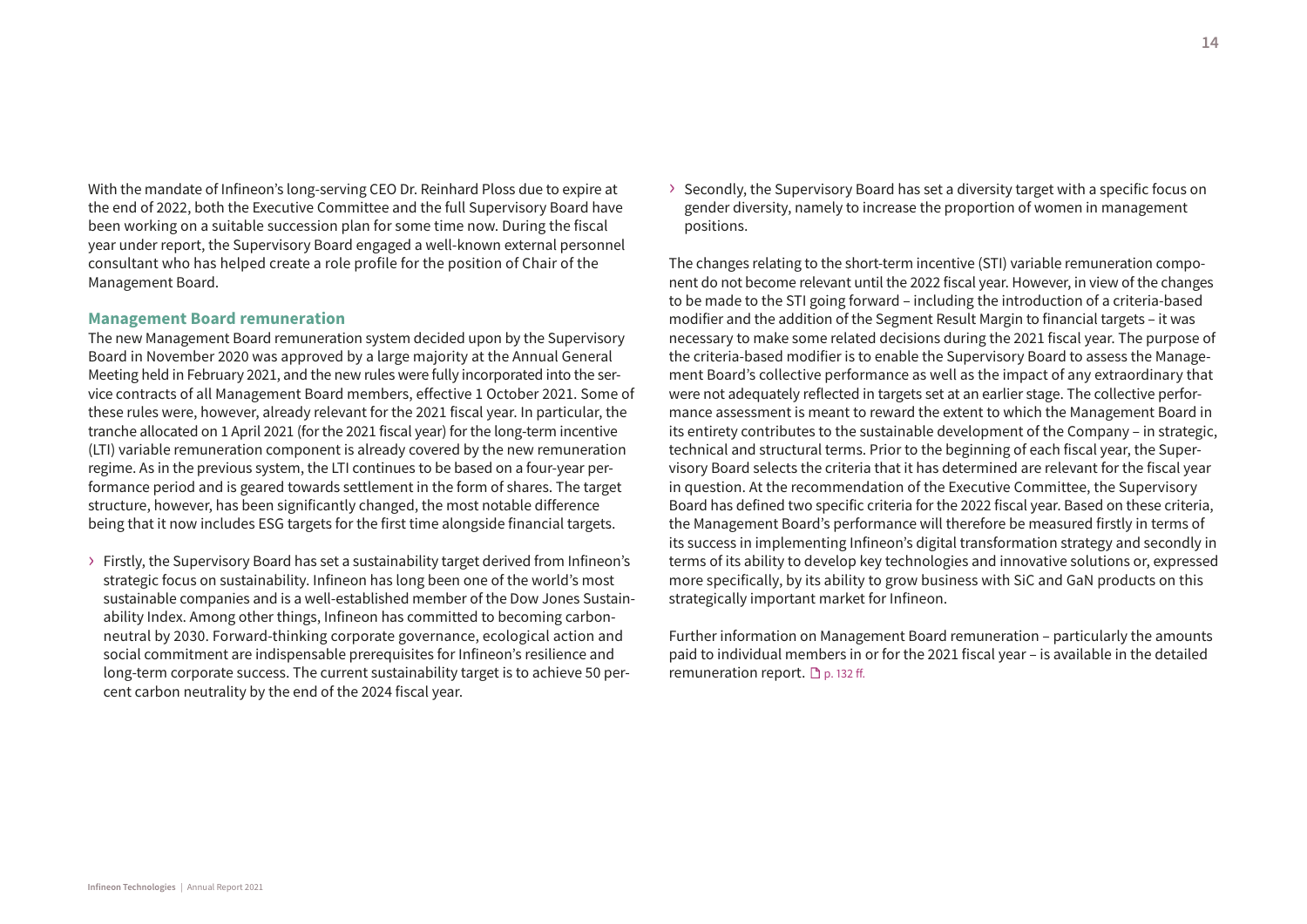With the mandate of Infineon's long-serving CEO Dr. Reinhard Ploss due to expire at the end of 2022, both the Executive Committee and the full Supervisory Board have been working on a suitable succession plan for some time now. During the fiscal year under report, the Supervisory Board engaged a well-known external personnel consultant who has helped create a role profile for the position of Chair of the Management Board.

## Management Board remuneration

The new Management Board remuneration system decided upon by the Supervisory Board in November 2020 was approved by a large majority at the Annual General Meeting held in February 2021, and the new rules were fully incorporated into the service contracts of all Management Board members, effective 1 October 2021. Some of these rules were, however, already relevant for the 2021 fiscal year. In particular, the tranche allocated on 1 April 2021 (for the 2021 fiscal year) for the long-term incentive (LTI) variable remuneration component is already covered by the new remuneration regime. As in the previous system, the LTI continues to be based on a four-year performance period and is geared towards settlement in the form of shares. The target structure, however, has been significantly changed, the most notable difference being that it now includes ESG targets for the first time alongside financial targets.

- Firstly, the Supervisory Board has set a sustainability target derived from Infineon's strategic focus on sustainability. Infineon has long been one of the world's most sustainable companies and is a well-established member of the Dow Jones Sustainability Index. Among other things, Infineon has committed to becoming carbon-neutral by 2030. Forward-thinking corporate governance, ecological action and social commitment are indispensable prerequisites for Infineon's resilience and long-term corporate success. The current sustainability target is to achieve 50 percent carbon neutrality by the end of the 2024 fiscal year.
- Secondly, the Supervisory Board has set a diversity target with a specific focus on gender diversity, namely to increase the proportion of women in management positions.

The changes relating to the short-term incentive (STI) variable remuneration component do not become relevant until the 2022 fiscal year. However, in view of the changes to be made to the STI going forward – including the introduction of a criteria-based modifier and the addition of the Segment Result Margin to financial targets – it was necessary to make some related decisions during the 2021 fiscal year. The purpose of the criteria-based modifier is to enable the Supervisory Board to assess the Management Board's collective performance as well as the impact of any extraordinary that were not adequately reflected in targets set at an earlier stage. The collective performance assessment is meant to reward the extent to which the Management Board in its entirety contributes to the sustainable development of the Company – in strategic, technical and structural terms. Prior to the beginning of each fiscal year, the Supervisory Board selects the criteria that it has determined are relevant for the fiscal year in question. At the recommendation of the Executive Committee, the Supervisory Board has defined two specific criteria for the 2022 fiscal year. Based on these criteria, the Management Board's performance will therefore be measured firstly in terms of its success in implementing Infineon's digital transformation strategy and secondly in terms of its ability to develop key technologies and innovative solutions or, expressed more specifically, by its ability to grow business with SiC and GaN products on this strategically important market for Infineon.

Further information on Management Board remuneration – particularly the amounts paid to individual members in or for the 2021 fiscal year – is available in the detailed remuneration report. p. 132 ff.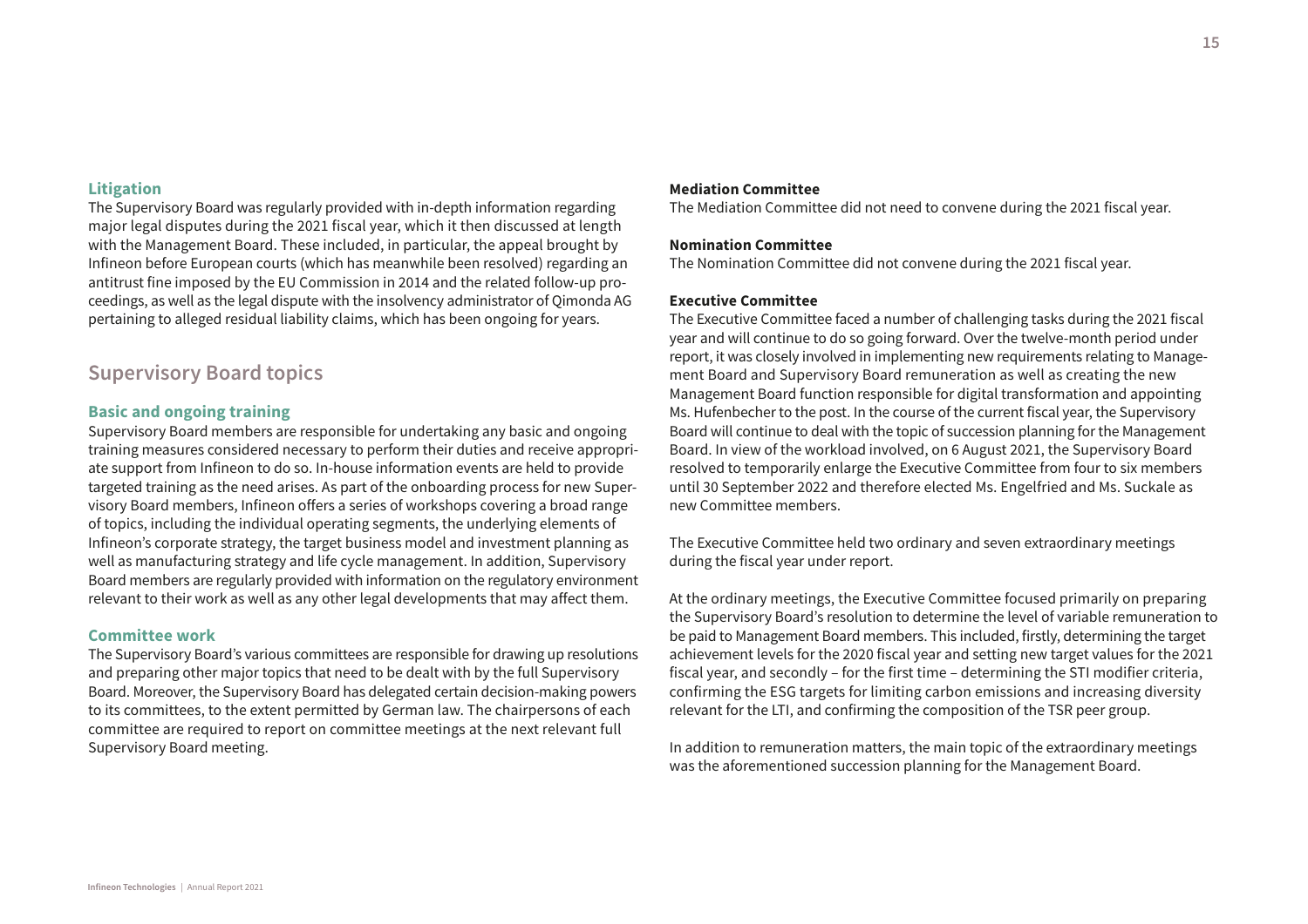### Litigation

The Supervisory Board was regularly provided with in-depth information regarding major legal disputes during the 2021 fiscal year, which it then discussed at length with the Management Board. These included, in particular, the appeal brought by Infineon before European courts (which has meanwhile been resolved) regarding an antitrust fine imposed by the EU Commission in 2014 and the related follow-up proceedings, as well as the legal dispute with the insolvency administrator of Qimonda AG pertaining to alleged residual liability claims, which has been ongoing for years.

## Supervisory Board topics

### Basic and ongoing training

Supervisory Board members are responsible for undertaking any basic and ongoing training measures considered necessary to perform their duties and receive appropriate support from Infineon to do so. In-house information events are held to provide targeted training as the need arises. As part of the onboarding process for new Supervisory Board members, Infineon offers a series of workshops covering a broad range of topics, including the individual operating segments, the underlying elements of Infineon's corporate strategy, the target business model and investment planning as well as manufacturing strategy and life cycle management. In addition, Supervisory Board members are regularly provided with information on the regulatory environment relevant to their work as well as any other legal developments that may affect them.

### Committee work

The Supervisory Board's various committees are responsible for drawing up resolutions and preparing other major topics that need to be dealt with by the full Supervisory Board. Moreover, the Supervisory Board has delegated certain decision-making powers to its committees, to the extent permitted by German law. The chairpersons of each committee are required to report on committee meetings at the next relevant full Supervisory Board meeting.

**Mediation Committee**

The Mediation Committee did not need to convene during the 2021 fiscal year.

**Nomination Committee**

The Nomination Committee did not convene during the 2021 fiscal year.

**Executive Committee**

The Executive Committee faced a number of challenging tasks during the 2021 fiscal year and will continue to do so going forward. Over the twelve-month period under report, it was closely involved in implementing new requirements relating to Management Board and Supervisory Board remuneration as well as creating the new Management Board function responsible for digital transformation and appointing Ms. Hufenbecher to the post. In the course of the current fiscal year, the Supervisory Board will continue to deal with the topic of succession planning for the Management Board. In view of the workload involved, on 6 August 2021, the Supervisory Board resolved to temporarily enlarge the Executive Committee from four to six members until 30 September 2022 and therefore elected Ms. Engelfried and Ms. Suckale as new Committee members.

The Executive Committee held two ordinary and seven extraordinary meetings during the fiscal year under report.

At the ordinary meetings, the Executive Committee focused primarily on preparing the Supervisory Board's resolution to determine the level of variable remuneration to be paid to Management Board members. This included, firstly, determining the target achievement levels for the 2020 fiscal year and setting new target values for the 2021 fiscal year, and secondly – for the first time – determining the STI modifier criteria, confirming the ESG targets for limiting carbon emissions and increasing diversity relevant for the LTI, and confirming the composition of the TSR peer group.

In addition to remuneration matters, the main topic of the extraordinary meetings was the aforementioned succession planning for the Management Board.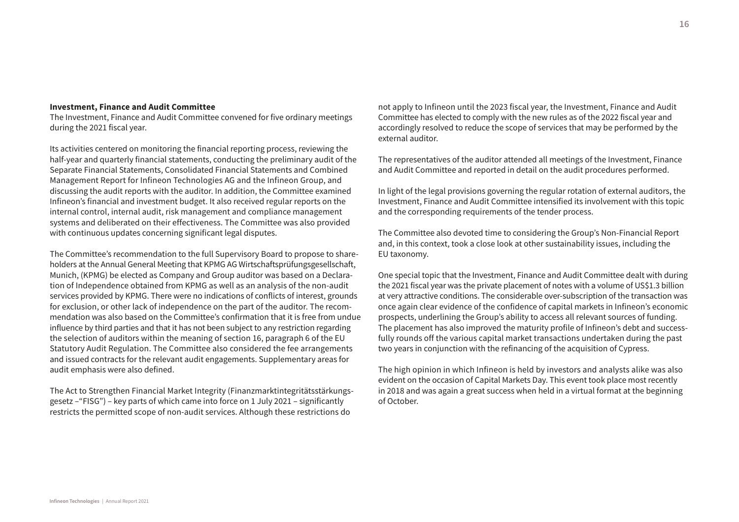**Investment, Finance and Audit Committee**

The Investment, Finance and Audit Committee convened for five ordinary meetings during the 2021 fiscal year.

Its activities centered on monitoring the financial reporting process, reviewing the half-year and quarterly financial statements, conducting the preliminary audit of the Separate Financial Statements, Consolidated Financial Statements and Combined Management Report for Infineon Technologies AG and the Infineon Group, and discussing the audit reports with the auditor. In addition, the Committee examined Infineon's financial and investment budget. It also received regular reports on the internal control, internal audit, risk management and compliance management systems and deliberated on their effectiveness. The Committee was also provided with continuous updates concerning significant legal disputes.

The Committee's recommendation to the full Supervisory Board to propose to shareholders at the Annual General Meeting that KPMG AG Wirtschaftsprüfungsgesellschaft, Munich, (KPMG) be elected as Company and Group auditor was based on a Declaration of Independence obtained from KPMG as well as an analysis of the non-audit services provided by KPMG. There were no indications of conflicts of interest, grounds for exclusion, or other lack of independence on the part of the auditor. The recommendation was also based on the Committee's confirmation that it is free from undue influence by third parties and that it has not been subject to any restriction regarding the selection of auditors within the meaning of section 16, paragraph 6 of the EU Statutory Audit Regulation. The Committee also considered the fee arrangements and issued contracts for the relevant audit engagements. Supplementary areas for audit emphasis were also defined.

The Act to Strengthen Financial Market Integrity (Finanzmarktintegritätsstärkungsgesetz –"FISG") – key parts of which came into force on 1 July 2021 – significantly restricts the permitted scope of non-audit services. Although these restrictions do not apply to Infineon until the 2023 fiscal year, the Investment, Finance and Audit Committee has elected to comply with the new rules as of the 2022 fiscal year and accordingly resolved to reduce the scope of services that may be performed by the external auditor.

The representatives of the auditor attended all meetings of the Investment, Finance and Audit Committee and reported in detail on the audit procedures performed.

In light of the legal provisions governing the regular rotation of external auditors, the Investment, Finance and Audit Committee intensified its involvement with this topic and the corresponding requirements of the tender process.

The Committee also devoted time to considering the Group's Non-Financial Report and, in this context, took a close look at other sustainability issues, including the EU taxonomy.

One special topic that the Investment, Finance and Audit Committee dealt with during the 2021 fiscal year was the private placement of notes with a volume of US$1.3 billion at very attractive conditions. The considerable over-subscription of the transaction was once again clear evidence of the confidence of capital markets in Infineon's economic prospects, underlining the Group's ability to access all relevant sources of funding. The placement has also improved the maturity profile of Infineon's debt and successfully rounds off the various capital market transactions undertaken during the past two years in conjunction with the refinancing of the acquisition of Cypress.

The high opinion in which Infineon is held by investors and analysts alike was also evident on the occasion of Capital Markets Day. This event took place most recently in 2018 and was again a great success when held in a virtual format at the beginning of October.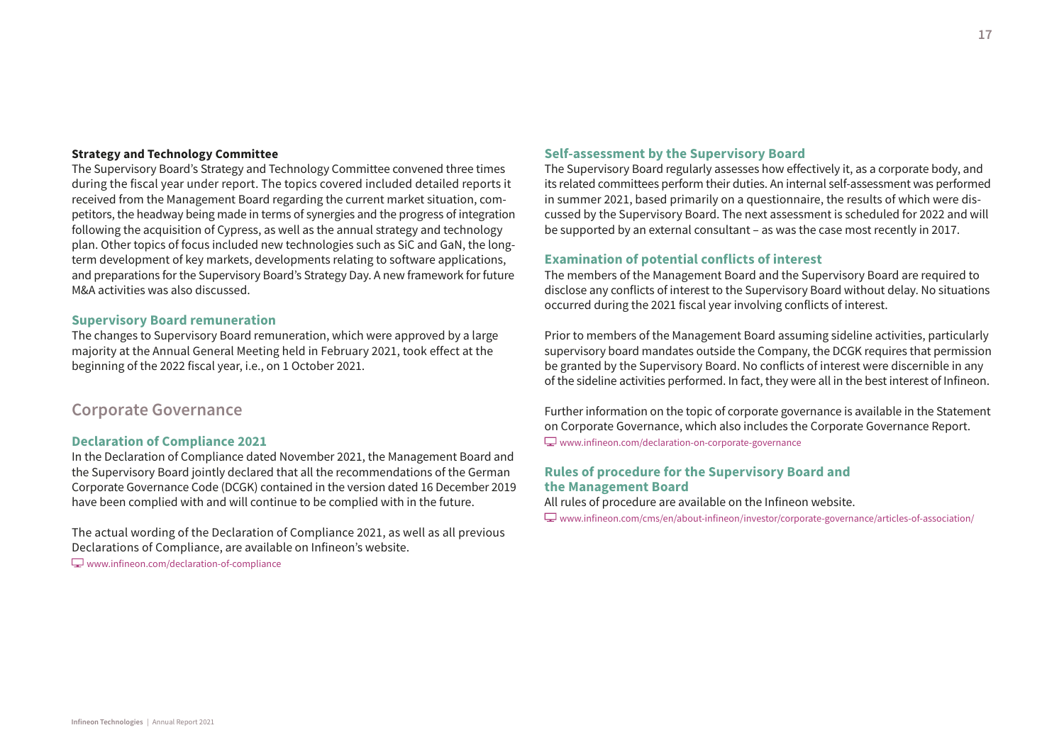**Strategy and Technology Committee**

The Supervisory Board's Strategy and Technology Committee convened three times during the fiscal year under report. The topics covered included detailed reports it received from the Management Board regarding the current market situation, competitors, the headway being made in terms of synergies and the progress of integration following the acquisition of Cypress, as well as the annual strategy and technology plan. Other topics of focus included new technologies such as SiC and GaN, the long-term development of key markets, developments relating to software applications, and preparations for the Supervisory Board's Strategy Day. A new framework for future M&A activities was also discussed.

### Supervisory Board remuneration

The changes to Supervisory Board remuneration, which were approved by a large majority at the Annual General Meeting held in February 2021, took effect at the beginning of the 2022 fiscal year, i.e., on 1 October 2021.

## Corporate Governance

### Declaration of Compliance 2021

In the Declaration of Compliance dated November 2021, the Management Board and the Supervisory Board jointly declared that all the recommendations of the German Corporate Governance Code (DCGK) contained in the version dated 16 December 2019 have been complied with and will continue to be complied with in the future.

The actual wording of the Declaration of Compliance 2021, as well as all previous Declarations of Compliance, are available on Infineon's website.

www.infineon.com/declaration-of-compliance

### Self-assessment by the Supervisory Board

The Supervisory Board regularly assesses how effectively it, as a corporate body, and its related committees perform their duties. An internal self-assessment was performed in summer 2021, based primarily on a questionnaire, the results of which were discussed by the Supervisory Board. The next assessment is scheduled for 2022 and will be supported by an external consultant – as was the case most recently in 2017.

### Examination of potential conflicts of interest

The members of the Management Board and the Supervisory Board are required to disclose any conflicts of interest to the Supervisory Board without delay. No situations occurred during the 2021 fiscal year involving conflicts of interest.

Prior to members of the Management Board assuming sideline activities, particularly supervisory board mandates outside the Company, the DCGK requires that permission be granted by the Supervisory Board. No conflicts of interest were discernible in any of the sideline activities performed. In fact, they were all in the best interest of Infineon.

Further information on the topic of corporate governance is available in the Statement on Corporate Governance, which also includes the Corporate Governance Report.

www.infineon.com/declaration-on-corporate-governance

### Rules of procedure for the Supervisory Board and the Management Board

All rules of procedure are available on the Infineon website.

www.infineon.com/cms/en/about-infineon/investor/corporate-governance/articles-of-association/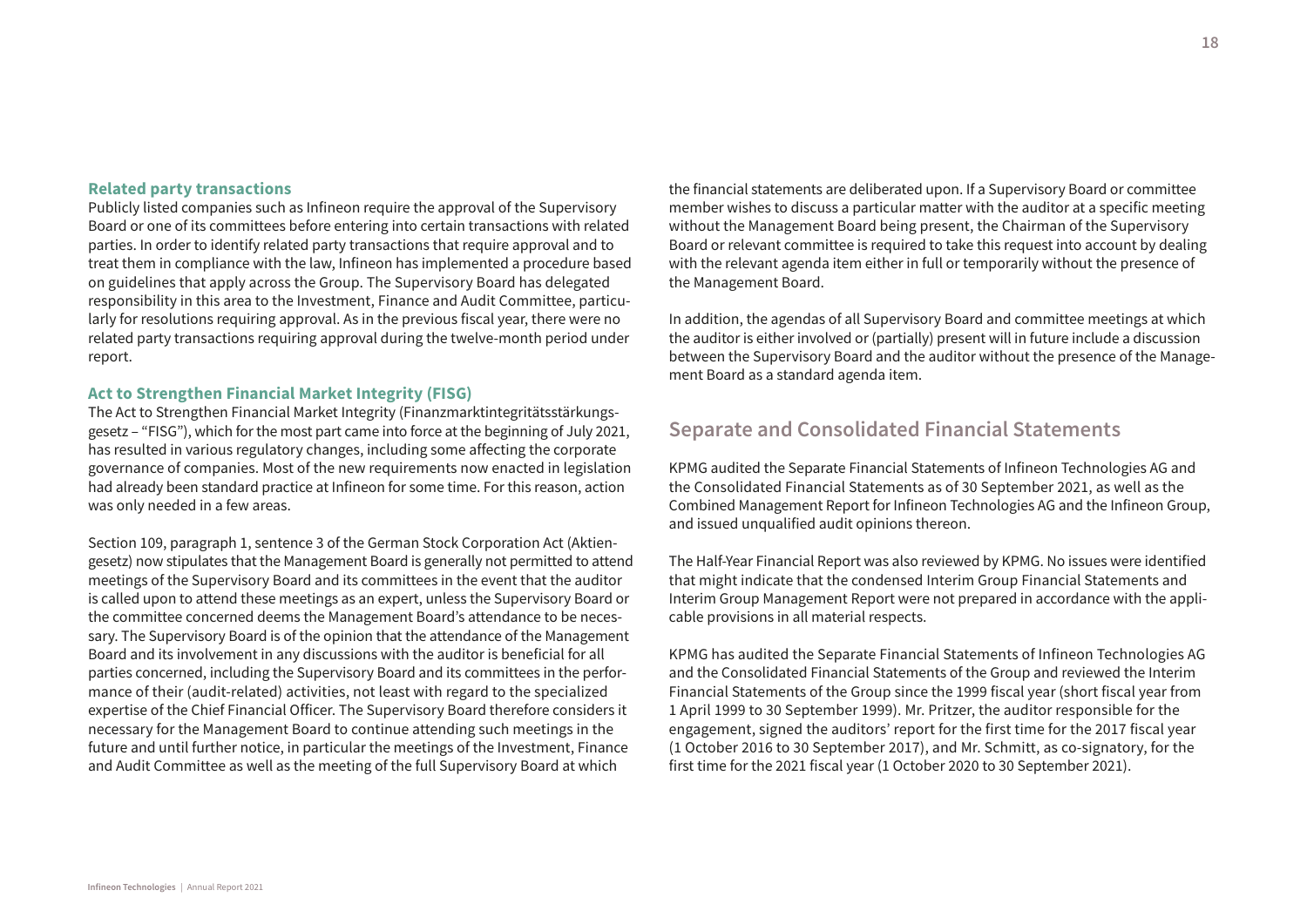### Related party transactions

Publicly listed companies such as Infineon require the approval of the Supervisory Board or one of its committees before entering into certain transactions with related parties. In order to identify related party transactions that require approval and to treat them in compliance with the law, Infineon has implemented a procedure based on guidelines that apply across the Group. The Supervisory Board has delegated responsibility in this area to the Investment, Finance and Audit Committee, particularly for resolutions requiring approval. As in the previous fiscal year, there were no related party transactions requiring approval during the twelve-month period under report.

### Act to Strengthen Financial Market Integrity (FISG)

The Act to Strengthen Financial Market Integrity (Finanzmarktintegritätsstärkungsgesetz – "FISG"), which for the most part came into force at the beginning of July 2021, has resulted in various regulatory changes, including some affecting the corporate governance of companies. Most of the new requirements now enacted in legislation had already been standard practice at Infineon for some time. For this reason, action was only needed in a few areas.

Section 109, paragraph 1, sentence 3 of the German Stock Corporation Act (Aktiengesetz) now stipulates that the Management Board is generally not permitted to attend meetings of the Supervisory Board and its committees in the event that the auditor is called upon to attend these meetings as an expert, unless the Supervisory Board or the committee concerned deems the Management Board's attendance to be necessary. The Supervisory Board is of the opinion that the attendance of the Management Board and its involvement in any discussions with the auditor is beneficial for all parties concerned, including the Supervisory Board and its committees in the performance of their (audit-related) activities, not least with regard to the specialized expertise of the Chief Financial Officer. The Supervisory Board therefore considers it necessary for the Management Board to continue attending such meetings in the future and until further notice, in particular the meetings of the Investment, Finance and Audit Committee as well as the meeting of the full Supervisory Board at which the financial statements are deliberated upon. If a Supervisory Board or committee member wishes to discuss a particular matter with the auditor at a specific meeting without the Management Board being present, the Chairman of the Supervisory Board or relevant committee is required to take this request into account by dealing with the relevant agenda item either in full or temporarily without the presence of the Management Board.

In addition, the agendas of all Supervisory Board and committee meetings at which the auditor is either involved or (partially) present will in future include a discussion between the Supervisory Board and the auditor without the presence of the Management Board as a standard agenda item.

## Separate and Consolidated Financial Statements

KPMG audited the Separate Financial Statements of Infineon Technologies AG and the Consolidated Financial Statements as of 30 September 2021, as well as the Combined Management Report for Infineon Technologies AG and the Infineon Group, and issued unqualified audit opinions thereon.

The Half-Year Financial Report was also reviewed by KPMG. No issues were identified that might indicate that the condensed Interim Group Financial Statements and Interim Group Management Report were not prepared in accordance with the applicable provisions in all material respects.

KPMG has audited the Separate Financial Statements of Infineon Technologies AG and the Consolidated Financial Statements of the Group and reviewed the Interim Financial Statements of the Group since the 1999 fiscal year (short fiscal year from 1 April 1999 to 30 September 1999). Mr. Pritzer, the auditor responsible for the engagement, signed the auditors' report for the first time for the 2017 fiscal year (1 October 2016 to 30 September 2017), and Mr. Schmitt, as co-signatory, for the first time for the 2021 fiscal year (1 October 2020 to 30 September 2021).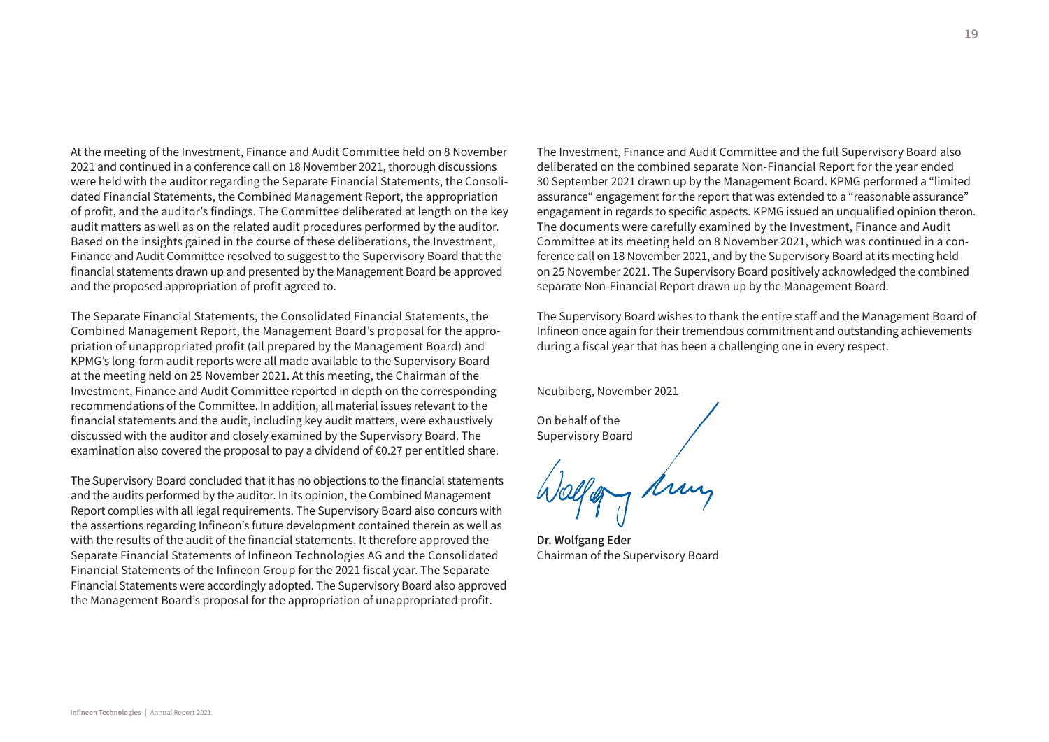At the meeting of the Investment, Finance and Audit Committee held on 8 November 2021 and continued in a conference call on 18 November 2021, thorough discussions were held with the auditor regarding the Separate Financial Statements, the Consolidated Financial Statements, the Combined Management Report, the appropriation of profit, and the auditor's findings. The Committee deliberated at length on the key audit matters as well as on the related audit procedures performed by the auditor. Based on the insights gained in the course of these deliberations, the Investment, Finance and Audit Committee resolved to suggest to the Supervisory Board that the financial statements drawn up and presented by the Management Board be approved and the proposed appropriation of profit agreed to.

The Separate Financial Statements, the Consolidated Financial Statements, the Combined Management Report, the Management Board's proposal for the appropriation of unappropriated profit (all prepared by the Management Board) and KPMG's long-form audit reports were all made available to the Supervisory Board at the meeting held on 25 November 2021. At this meeting, the Chairman of the Investment, Finance and Audit Committee reported in depth on the corresponding recommendations of the Committee. In addition, all material issues relevant to the financial statements and the audit, including key audit matters, were exhaustively discussed with the auditor and closely examined by the Supervisory Board. The examination also covered the proposal to pay a dividend of €0.27 per entitled share.

The Supervisory Board concluded that it has no objections to the financial statements and the audits performed by the auditor. In its opinion, the Combined Management Report complies with all legal requirements. The Supervisory Board also concurs with the assertions regarding Infineon's future development contained therein as well as with the results of the audit of the financial statements. It therefore approved the Separate Financial Statements of Infineon Technologies AG and the Consolidated Financial Statements of the Infineon Group for the 2021 fiscal year. The Separate Financial Statements were accordingly adopted. The Supervisory Board also approved the Management Board's proposal for the appropriation of unappropriated profit.

The Investment, Finance and Audit Committee and the full Supervisory Board also deliberated on the combined separate Non-Financial Report for the year ended 30 September 2021 drawn up by the Management Board. KPMG performed a "limited assurance" engagement for the report that was extended to a "reasonable assurance" engagement in regards to specific aspects. KPMG issued an unqualified opinion theron. The documents were carefully examined by the Investment, Finance and Audit Committee at its meeting held on 8 November 2021, which was continued in a conference call on 18 November 2021, and by the Supervisory Board at its meeting held on 25 November 2021. The Supervisory Board positively acknowledged the combined separate Non-Financial Report drawn up by the Management Board.

The Supervisory Board wishes to thank the entire staff and the Management Board of Infineon once again for their tremendous commitment and outstanding achievements during a fiscal year that has been a challenging one in every respect.

Neubiberg, November 2021

On behalf of the
Supervisory Board

**Dr. Wolfgang Eder**
Chairman of the Supervisory Board